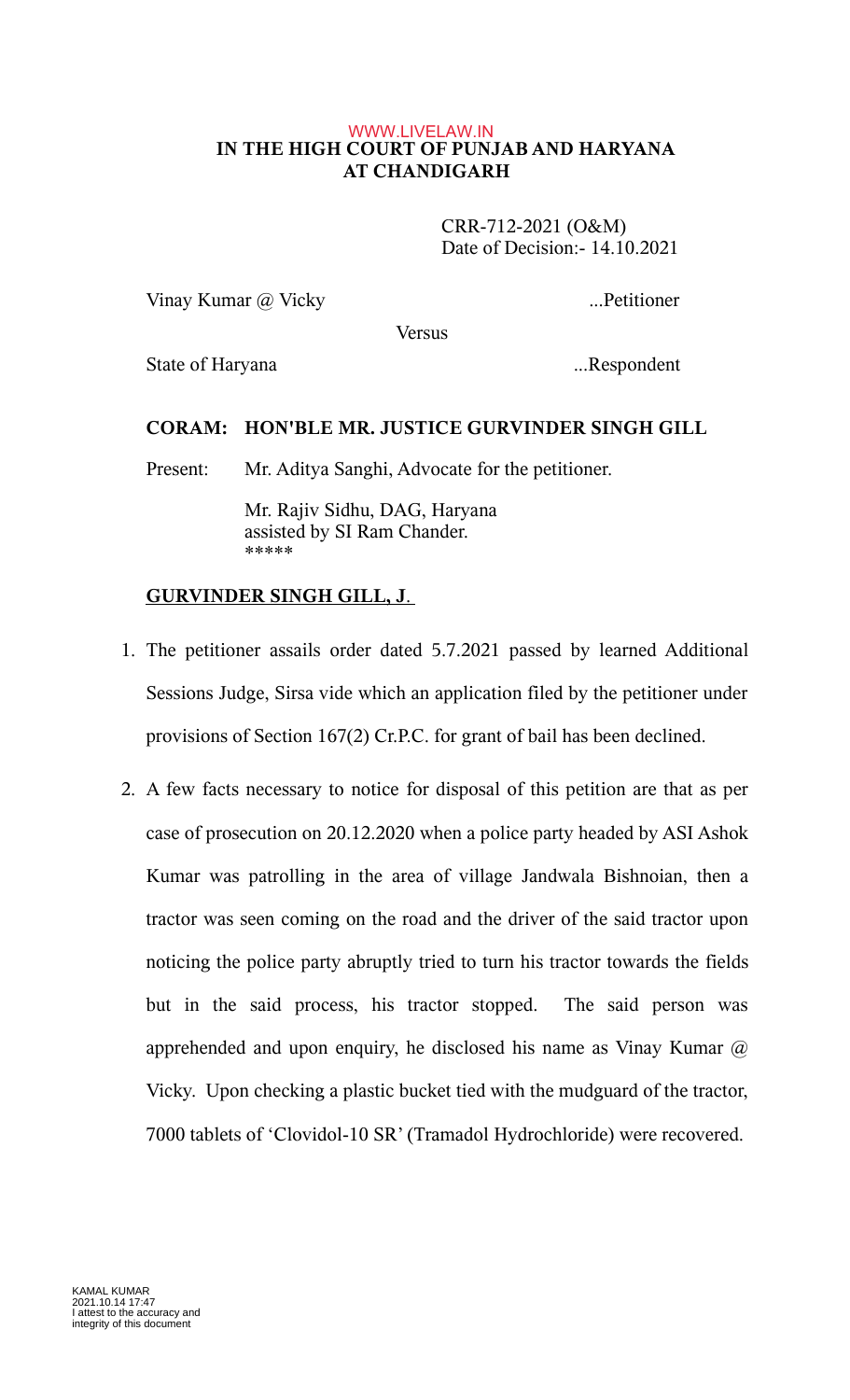**IN THE HIGH COURT OF PUNJAB AND HARYANA AT CHANDIGARH**

CRR-712-2021 (O&M)
Date of Decision:- 14.10.2021

Vinay Kumar @ Vicky ...Petitioner

Versus

State of Haryana ...Respondent

**CORAM: HON'BLE MR. JUSTICE GURVINDER SINGH GILL**

Present: Mr. Aditya Sanghi, Advocate for the petitioner.

Mr. Rajiv Sidhu, DAG, Haryana assisted by SI Ram Chander.

*****

**GURVINDER SINGH GILL, J.**

1. The petitioner assails order dated 5.7.2021 passed by learned Additional Sessions Judge, Sirsa vide which an application filed by the petitioner under provisions of Section 167(2) Cr.P.C. for grant of bail has been declined.

2. A few facts necessary to notice for disposal of this petition are that as per case of prosecution on 20.12.2020 when a police party headed by ASI Ashok Kumar was patrolling in the area of village Jandwala Bishnoian, then a tractor was seen coming on the road and the driver of the said tractor upon noticing the police party abruptly tried to turn his tractor towards the fields but in the said process, his tractor stopped. The said person was apprehended and upon enquiry, he disclosed his name as Vinay Kumar @ Vicky. Upon checking a plastic bucket tied with the mudguard of the tractor, 7000 tablets of 'Clovidol-10 SR' (Tramadol Hydrochloride) were recovered.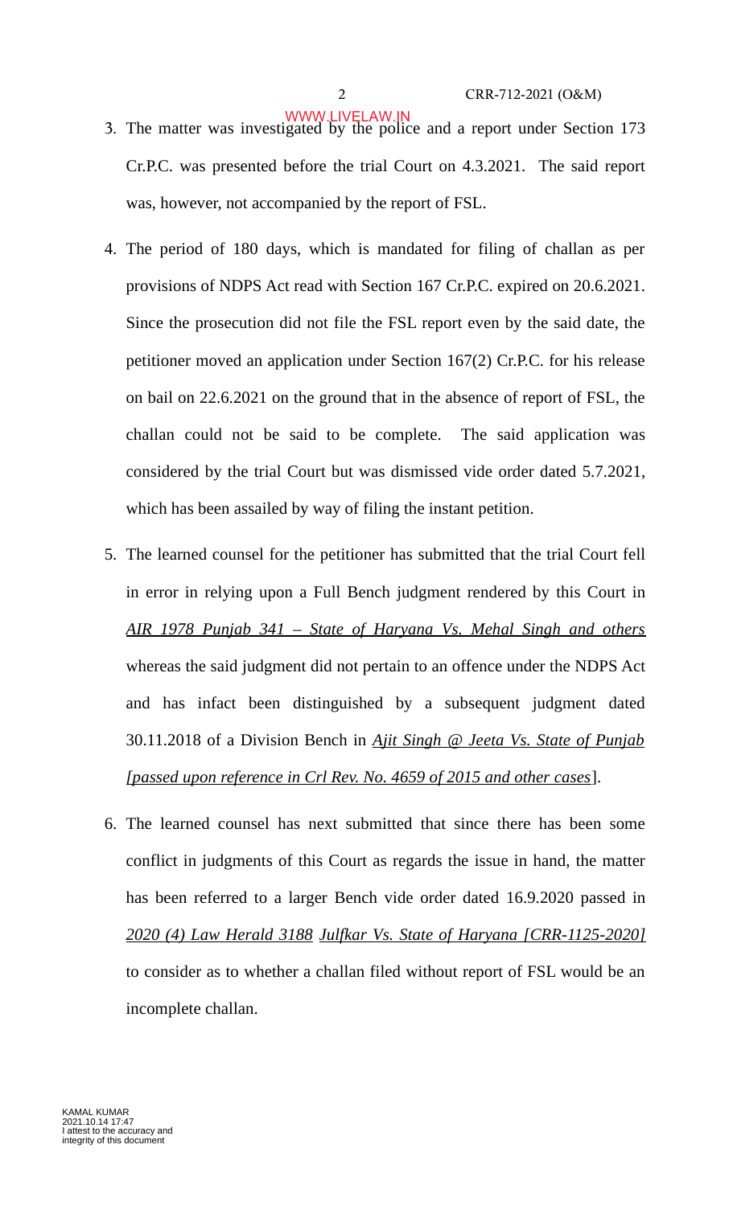3. The matter was investigated by the police and a report under Section 173 Cr.P.C. was presented before the trial Court on 4.3.2021. The said report was, however, not accompanied by the report of FSL.

4. The period of 180 days, which is mandated for filing of challan as per provisions of NDPS Act read with Section 167 Cr.P.C. expired on 20.6.2021. Since the prosecution did not file the FSL report even by the said date, the petitioner moved an application under Section 167(2) Cr.P.C. for his release on bail on 22.6.2021 on the ground that in the absence of report of FSL, the challan could not be said to be complete. The said application was considered by the trial Court but was dismissed vide order dated 5.7.2021, which has been assailed by way of filing the instant petition.

5. The learned counsel for the petitioner has submitted that the trial Court fell in error in relying upon a Full Bench judgment rendered by this Court in *AIR 1978 Punjab 341 – State of Haryana Vs. Mehal Singh and others* whereas the said judgment did not pertain to an offence under the NDPS Act and has infact been distinguished by a subsequent judgment dated 30.11.2018 of a Division Bench in *Ajit Singh @ Jeeta Vs. State of Punjab [passed upon reference in Crl Rev. No. 4659 of 2015 and other cases]*.

6. The learned counsel has next submitted that since there has been some conflict in judgments of this Court as regards the issue in hand, the matter has been referred to a larger Bench vide order dated 16.9.2020 passed in *2020 (4) Law Herald 3188* *Julfkar Vs. State of Haryana [CRR-1125-2020]* to consider as to whether a challan filed without report of FSL would be an incomplete challan.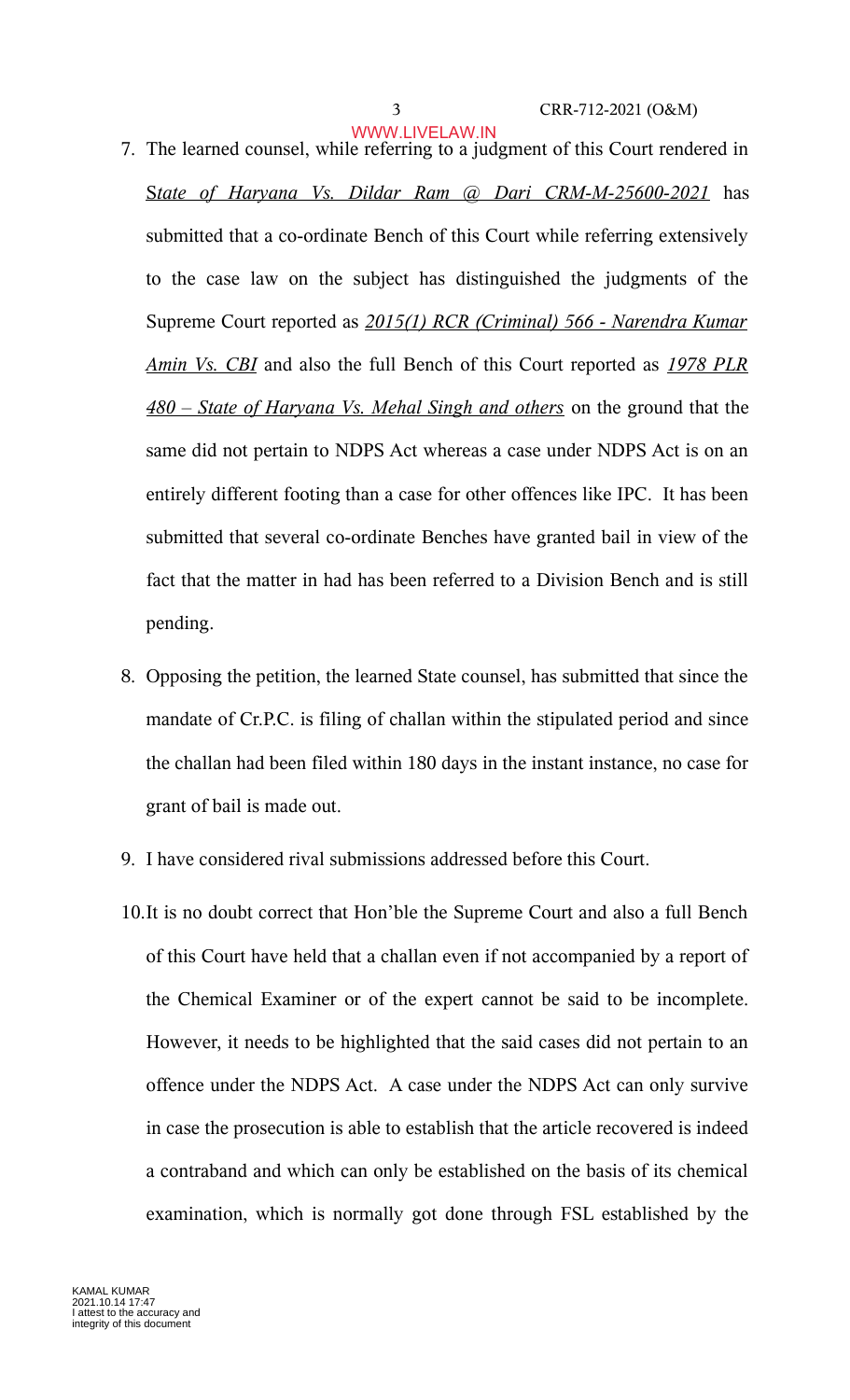7. The learned counsel, while referring to a judgment of this Court rendered in *State of Haryana Vs. Dildar Ram @ Dari CRM-M-25600-2021* has submitted that a co-ordinate Bench of this Court while referring extensively to the case law on the subject has distinguished the judgments of the Supreme Court reported as *2015(1) RCR (Criminal) 566 - Narendra Kumar Amin Vs. CBI* and also the full Bench of this Court reported as *1978 PLR 480 – State of Haryana Vs. Mehal Singh and others* on the ground that the same did not pertain to NDPS Act whereas a case under NDPS Act is on an entirely different footing than a case for other offences like IPC. It has been submitted that several co-ordinate Benches have granted bail in view of the fact that the matter in had has been referred to a Division Bench and is still pending.

8. Opposing the petition, the learned State counsel, has submitted that since the mandate of Cr.P.C. is filing of challan within the stipulated period and since the challan had been filed within 180 days in the instant instance, no case for grant of bail is made out.

9. I have considered rival submissions addressed before this Court.

10. It is no doubt correct that Hon'ble the Supreme Court and also a full Bench of this Court have held that a challan even if not accompanied by a report of the Chemical Examiner or of the expert cannot be said to be incomplete. However, it needs to be highlighted that the said cases did not pertain to an offence under the NDPS Act. A case under the NDPS Act can only survive in case the prosecution is able to establish that the article recovered is indeed a contraband and which can only be established on the basis of its chemical examination, which is normally got done through FSL established by the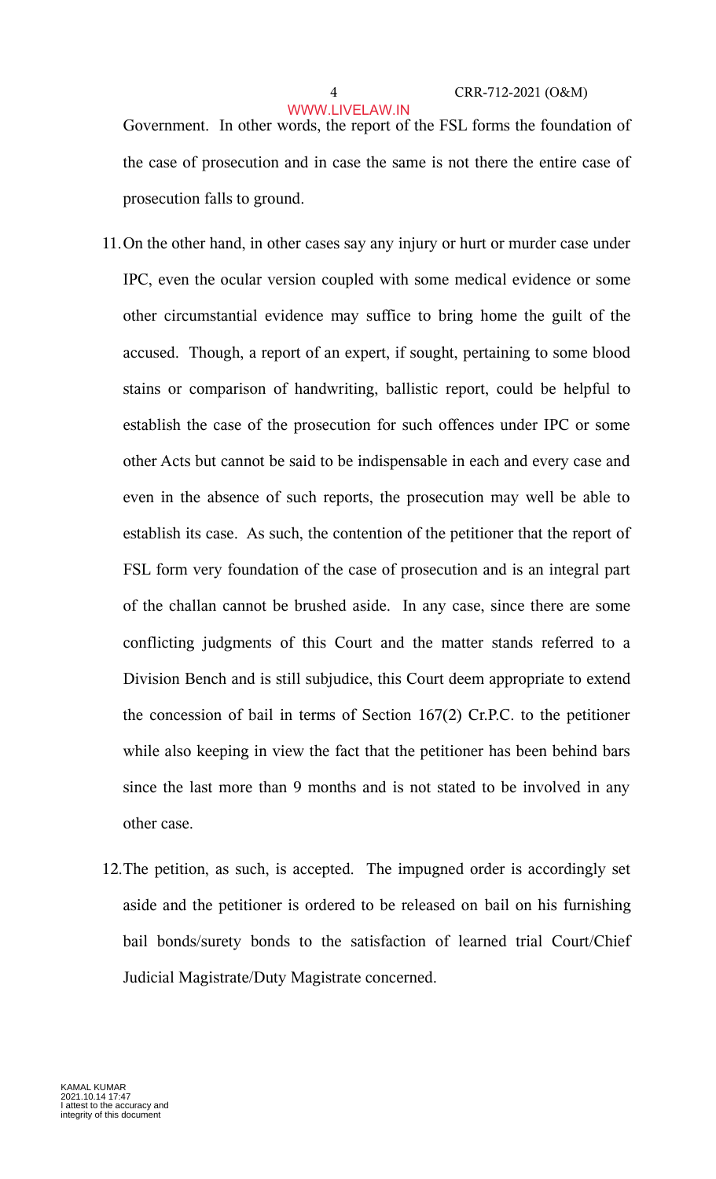Government. In other words, the report of the FSL forms the foundation of the case of prosecution and in case the same is not there the entire case of prosecution falls to ground.

11. On the other hand, in other cases say any injury or hurt or murder case under IPC, even the ocular version coupled with some medical evidence or some other circumstantial evidence may suffice to bring home the guilt of the accused. Though, a report of an expert, if sought, pertaining to some blood stains or comparison of handwriting, ballistic report, could be helpful to establish the case of the prosecution for such offences under IPC or some other Acts but cannot be said to be indispensable in each and every case and even in the absence of such reports, the prosecution may well be able to establish its case. As such, the contention of the petitioner that the report of FSL form very foundation of the case of prosecution and is an integral part of the challan cannot be brushed aside. In any case, since there are some conflicting judgments of this Court and the matter stands referred to a Division Bench and is still subjudice, this Court deem appropriate to extend the concession of bail in terms of Section 167(2) Cr.P.C. to the petitioner while also keeping in view the fact that the petitioner has been behind bars since the last more than 9 months and is not stated to be involved in any other case.

12. The petition, as such, is accepted. The impugned order is accordingly set aside and the petitioner is ordered to be released on bail on his furnishing bail bonds/surety bonds to the satisfaction of learned trial Court/Chief Judicial Magistrate/Duty Magistrate concerned.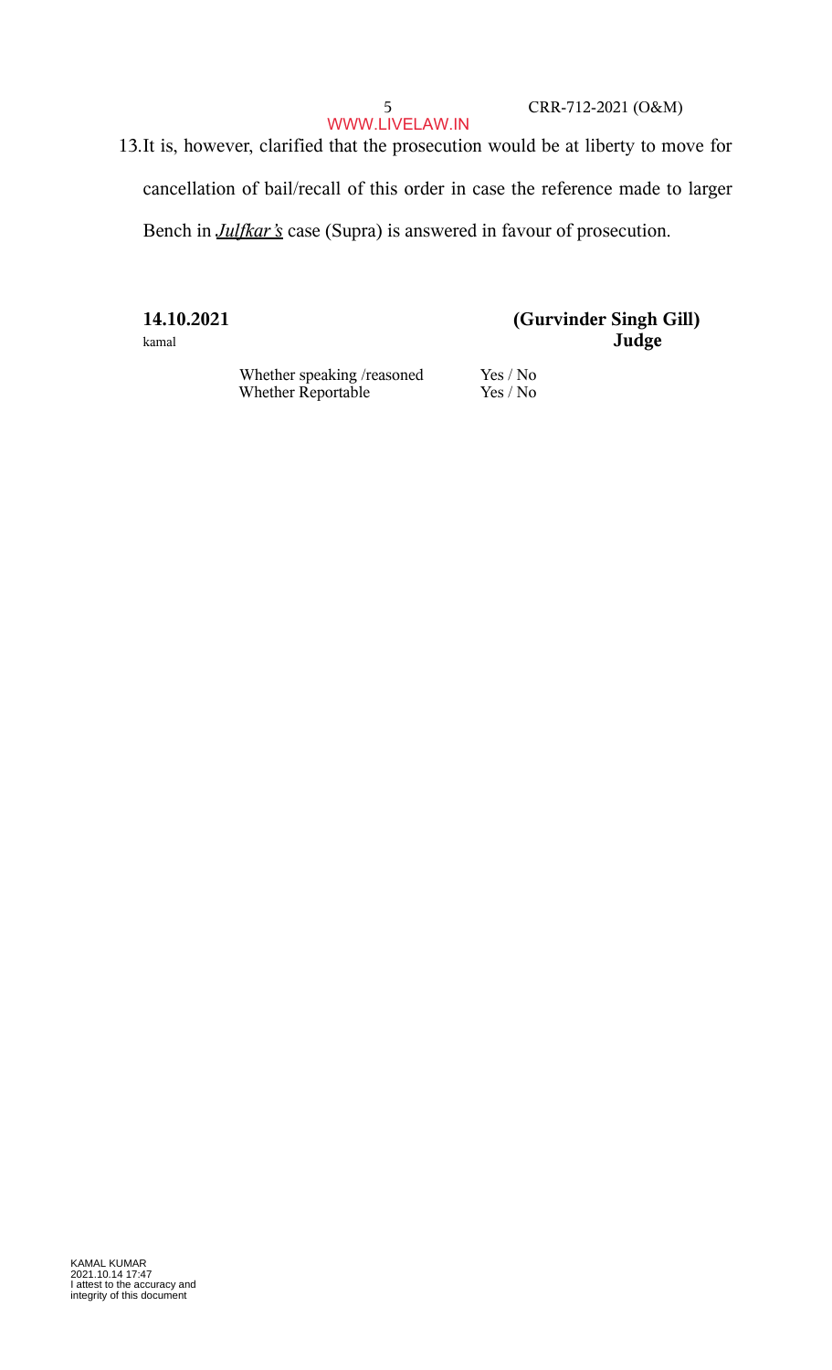13. It is, however, clarified that the prosecution would be at liberty to move for cancellation of bail/recall of this order in case the reference made to larger Bench in ***Julfkar's*** case (Supra) is answered in favour of prosecution.

**14.10.2021** **(Gurvinder Singh Gill)**
kamal **Judge**

| | |
|---|---|
| Whether speaking /reasoned | Yes / No |
| Whether Reportable | Yes / No |

KAMAL KUMAR
2021.10.14 17:47
I attest to the accuracy and integrity of this document